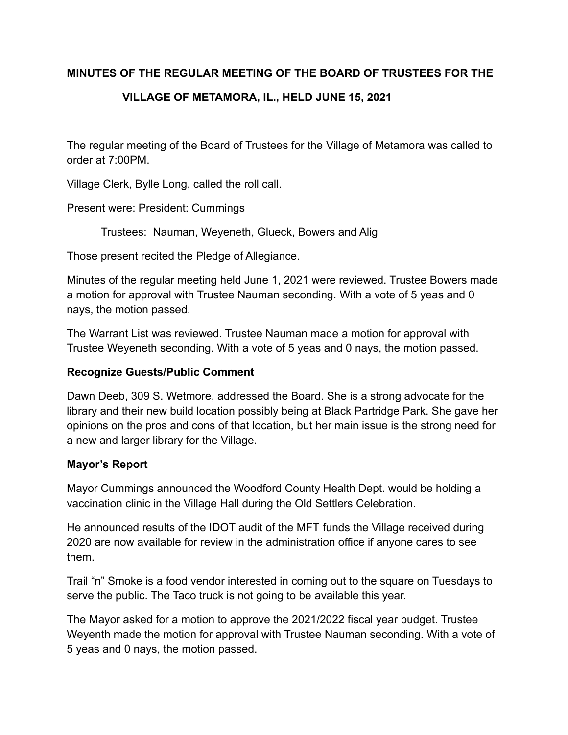# MINUTES OF THE REGULAR MEETING OF THE BOARD OF TRUSTEES FOR THE VILLAGE OF METAMORA, IL., HELD JUNE 15, 2021

The regular meeting of the Board of Trustees for the Village of Metamora was called to order at 7:00PM.

Village Clerk, Bylle Long, called the roll call.

Present were: President: Cummings

Trustees: Nauman, Weyeneth, Glueck, Bowers and Alig

Those present recited the Pledge of Allegiance.

Minutes of the regular meeting held June 1, 2021 were reviewed. Trustee Bowers made a motion for approval with Trustee Nauman seconding. With a vote of 5 yeas and 0 nays, the motion passed.

The Warrant List was reviewed. Trustee Nauman made a motion for approval with Trustee Weyeneth seconding. With a vote of 5 yeas and 0 nays, the motion passed.

## Recognize Guests/Public Comment

Dawn Deeb, 309 S. Wetmore, addressed the Board. She is a strong advocate for the library and their new build location possibly being at Black Partridge Park. She gave her opinions on the pros and cons of that location, but her main issue is the strong need for a new and larger library for the Village.

## Mayor's Report

Mayor Cummings announced the Woodford County Health Dept. would be holding a vaccination clinic in the Village Hall during the Old Settlers Celebration.

He announced results of the IDOT audit of the MFT funds the Village received during 2020 are now available for review in the administration office if anyone cares to see them.

Trail "n" Smoke is a food vendor interested in coming out to the square on Tuesdays to serve the public. The Taco truck is not going to be available this year.

The Mayor asked for a motion to approve the 2021/2022 fiscal year budget. Trustee Weyenth made the motion for approval with Trustee Nauman seconding. With a vote of 5 yeas and 0 nays, the motion passed.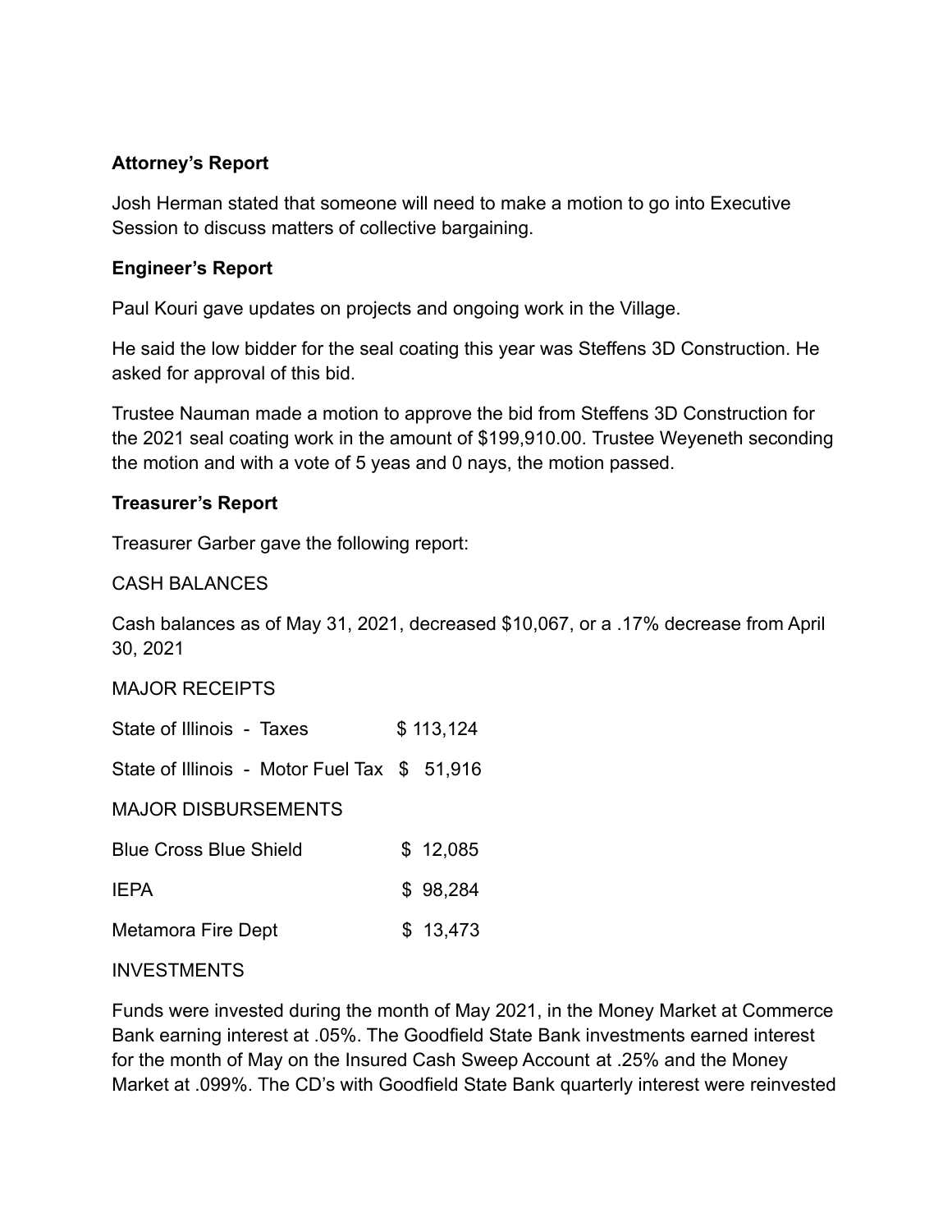**Attorney's Report**

Josh Herman stated that someone will need to make a motion to go into Executive Session to discuss matters of collective bargaining.

**Engineer's Report**

Paul Kouri gave updates on projects and ongoing work in the Village.

He said the low bidder for the seal coating this year was Steffens 3D Construction. He asked for approval of this bid.

Trustee Nauman made a motion to approve the bid from Steffens 3D Construction for the 2021 seal coating work in the amount of $199,910.00. Trustee Weyeneth seconding the motion and with a vote of 5 yeas and 0 nays, the motion passed.

**Treasurer's Report**

Treasurer Garber gave the following report:

CASH BALANCES

Cash balances as of May 31, 2021, decreased $10,067, or a .17% decrease from April 30, 2021

MAJOR RECEIPTS

| | |
|---|---|
| State of Illinois - Taxes | $ 113,124 |
| State of Illinois - Motor Fuel Tax | $ 51,916 |

MAJOR DISBURSEMENTS

| | |
|---|---|
| Blue Cross Blue Shield | $ 12,085 |
| IEPA | $ 98,284 |
| Metamora Fire Dept | $ 13,473 |

INVESTMENTS

Funds were invested during the month of May 2021, in the Money Market at Commerce Bank earning interest at .05%. The Goodfield State Bank investments earned interest for the month of May on the Insured Cash Sweep Account at .25% and the Money Market at .099%. The CD's with Goodfield State Bank quarterly interest were reinvested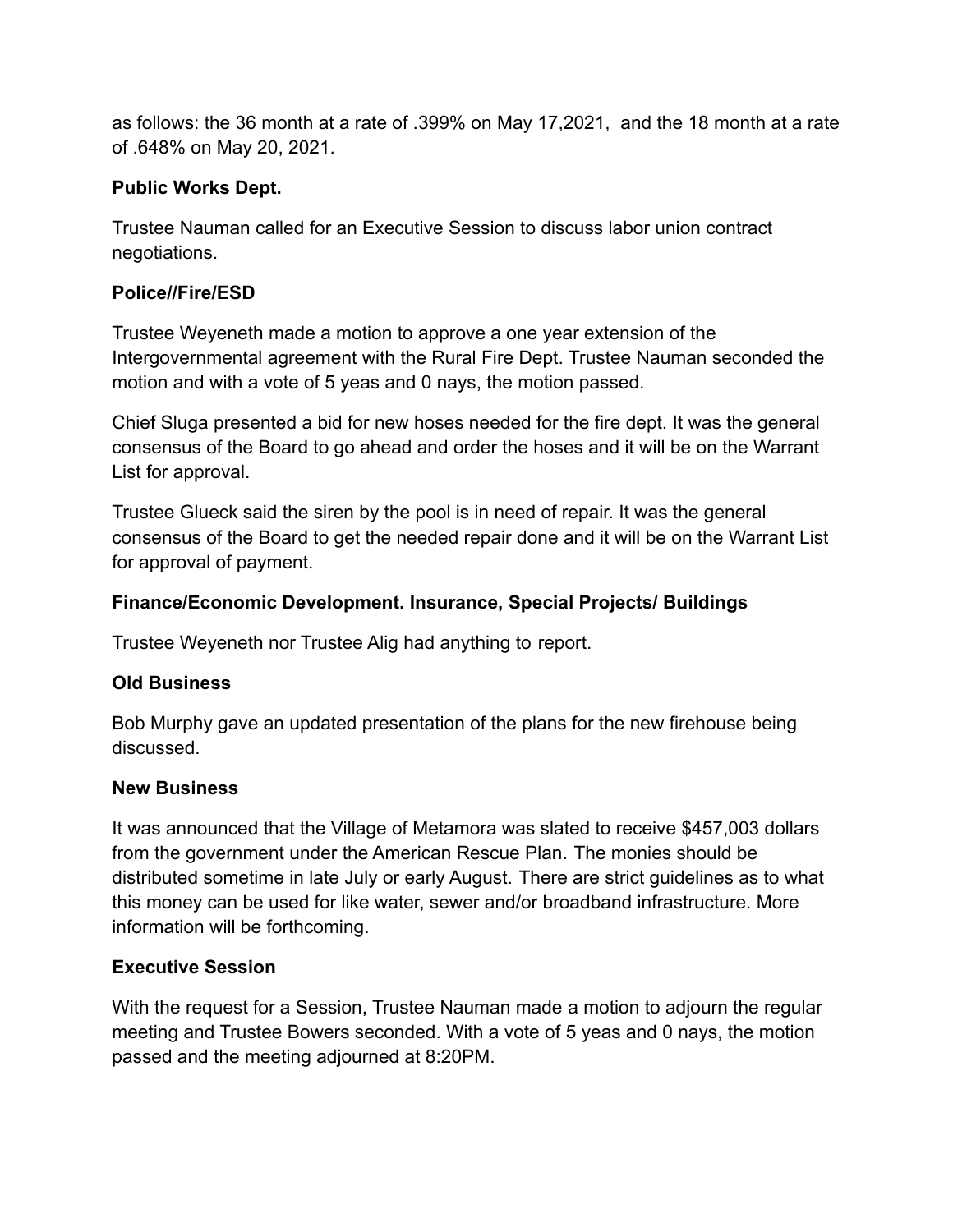as follows: the 36 month at a rate of .399% on May 17,2021, and the 18 month at a rate of .648% on May 20, 2021.

**Public Works Dept.**

Trustee Nauman called for an Executive Session to discuss labor union contract negotiations.

**Police//Fire/ESD**

Trustee Weyeneth made a motion to approve a one year extension of the Intergovernmental agreement with the Rural Fire Dept. Trustee Nauman seconded the motion and with a vote of 5 yeas and 0 nays, the motion passed.

Chief Sluga presented a bid for new hoses needed for the fire dept. It was the general consensus of the Board to go ahead and order the hoses and it will be on the Warrant List for approval.

Trustee Glueck said the siren by the pool is in need of repair. It was the general consensus of the Board to get the needed repair done and it will be on the Warrant List for approval of payment.

**Finance/Economic Development. Insurance, Special Projects/ Buildings**

Trustee Weyeneth nor Trustee Alig had anything to report.

**Old Business**

Bob Murphy gave an updated presentation of the plans for the new firehouse being discussed.

**New Business**

It was announced that the Village of Metamora was slated to receive $457,003 dollars from the government under the American Rescue Plan. The monies should be distributed sometime in late July or early August. There are strict guidelines as to what this money can be used for like water, sewer and/or broadband infrastructure. More information will be forthcoming.

**Executive Session**

With the request for a Session, Trustee Nauman made a motion to adjourn the regular meeting and Trustee Bowers seconded. With a vote of 5 yeas and 0 nays, the motion passed and the meeting adjourned at 8:20PM.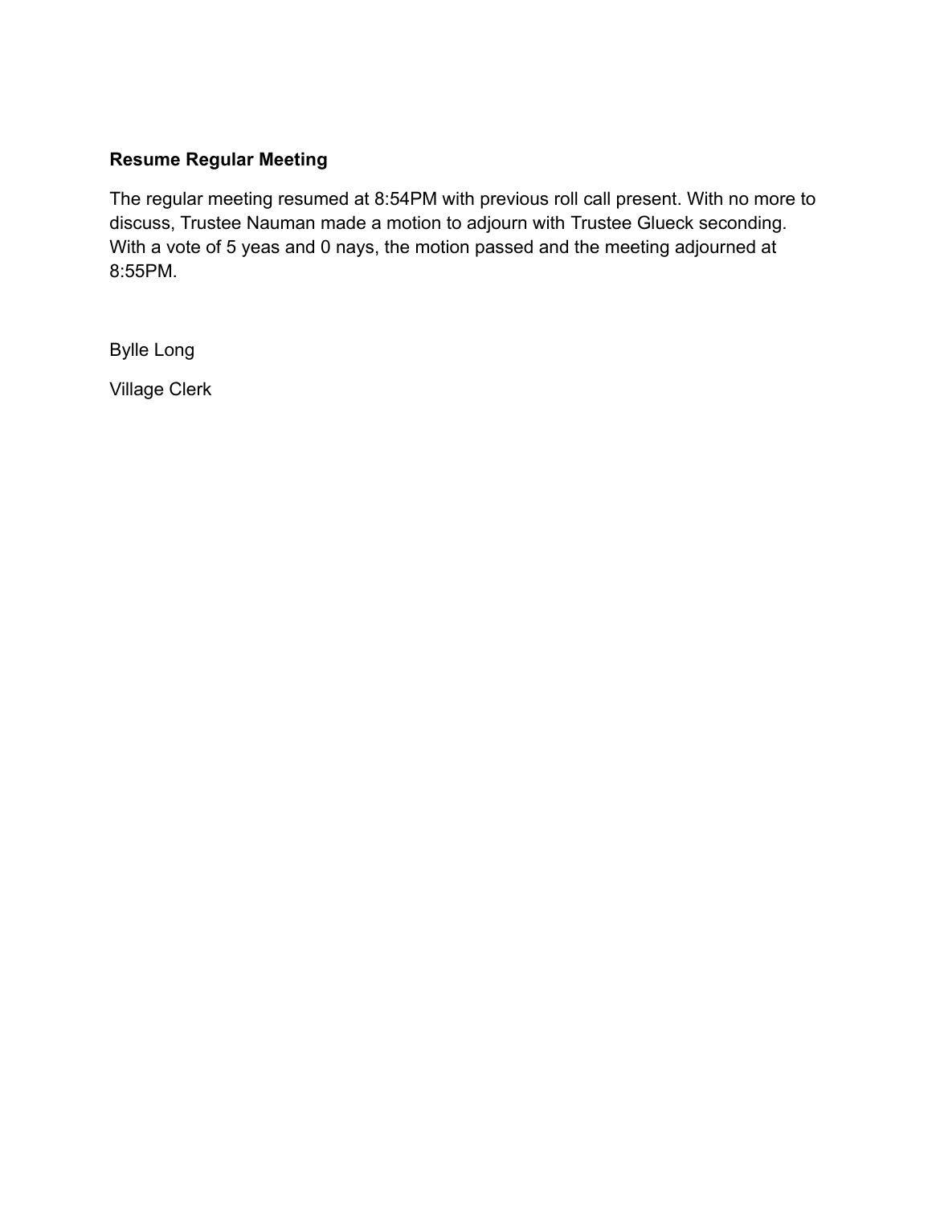**Resume Regular Meeting**

The regular meeting resumed at 8:54PM with previous roll call present. With no more to discuss, Trustee Nauman made a motion to adjourn with Trustee Glueck seconding. With a vote of 5 yeas and 0 nays, the motion passed and the meeting adjourned at 8:55PM.

Bylle Long

Village Clerk